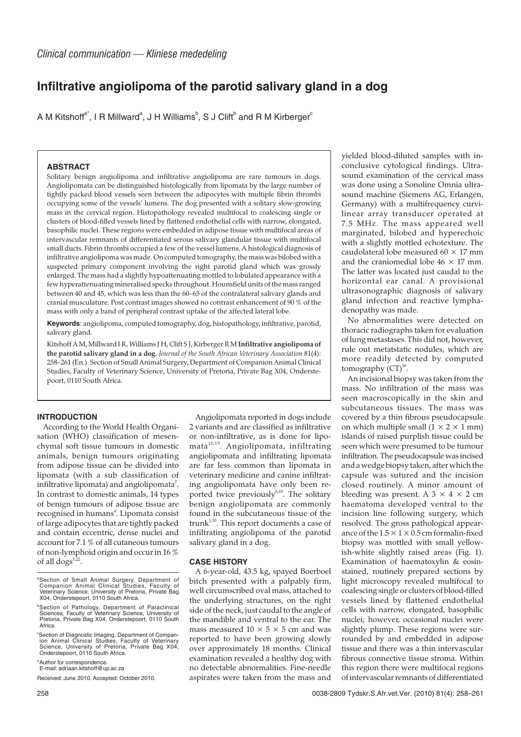*Clinical communication — Kliniese mededeling*

# Infiltrative angiolipoma of the parotid salivary gland in a dog

A M Kitshoff[a*], I R Millward[a], J H Williams[b], S J Clift[b] and R M Kirberger[c]

## ABSTRACT

Solitary benign angiolipoma and infiltrative angiolipoma are rare tumours in dogs. Angiolipomata can be distinguished histologically from lipomata by the large number of tightly packed blood vessels seen between the adipocytes with multiple fibrin thrombi occupying some of the vessels' lumens. The dog presented with a solitary slow-growing mass in the cervical region. Histopathology revealed multifocal to coalescing single or clusters of blood-filled vessels lined by flattened endothelial cells with narrow, elongated, basophilic nuclei. These regions were embedded in adipose tissue with multifocal areas of intervascular remnants of differentiated serous salivary glandular tissue with multifocal small ducts. Fibrin thrombi occupied a few of the vessel lumens. A histological diagnosis of infiltrative angiolipoma was made. On computed tomography, the mass was bilobed with a suspected primary component involving the right parotid gland which was grossly enlarged. The mass had a slightly hypoattenuating mottled to lobulated appearance with a few hyperattenuating mineralised specks throughout. Hounsfield units of the mass ranged between 40 and 45, which was less than the 60–65 of the contralateral salivary glands and cranial musculature. Post contrast images showed no contrast enhancement of 90 % of the mass with only a band of peripheral contrast uptake of the affected lateral lobe.

**Keywords**: angiolipoma, computed tomography, dog, histopathology, infiltrative, parotid, salivary gland.

Kitshoff A M, Millward I R, Williams J H, Clift S J, Kirberger R M **Infiltrative angiolipoma of the parotid salivary gland in a dog.** *Journal of the South African Veterinary Association* 81(4): 258–261 (En.). Section of Small Animal Surgery, Department of Companion Animal Clinical Studies, Faculty of Veterinary Science, University of Pretoria, Private Bag X04, Onderstepoort, 0110 South Africa.

## INTRODUCTION

According to the World Health Organisation (WHO) classification of mesenchymal soft tissue tumours in domestic animals, benign tumours originating from adipose tissue can be divided into lipomata (with a sub classification of infiltrative lipomata) and angiolipomata[7]. In contrast to domestic animals, 14 types of benign tumours of adipose tissue are recognised in humans[4]. Lipomata consist of large adipocytes that are tightly packed and contain eccentric, dense nuclei and account for 7.1 % of all cutaneous tumours of non-lymphoid origin and occur in 16 % of all dogs[5,22].

Angiolipomata reported in dogs include 2 variants and are classified as infiltrative or non-infiltrative, as is done for lipomata[10,19]. Angiolipomata, infiltrating angiolipomata and infiltrating lipomata are far less common than lipomata in veterinary medicine and canine infiltrating angiolipomata have only been reported twice previously[8,10]. The solitary benign angiolipomata are commonly found in the subcutaneous tissue of the trunk[1,10]. This report documents a case of infiltrating angiolipoma of the parotid salivary gland in a dog.

## CASE HISTORY

A 6-year-old, 43.5 kg, spayed Boerboel bitch presented with a palpably firm, well circumscribed oval mass, attached to the underlying structures, on the right side of the neck, just caudal to the angle of the mandible and ventral to the ear. The mass measured $10 \times 5 \times 5$ cm and was reported to have been growing slowly over approximately 18 months. Clinical examination revealed a healthy dog with no detectable abnormalities. Fine-needle aspirates were taken from the mass and yielded blood-diluted samples with inconclusive cytological findings. Ultrasound examination of the cervical mass was done using a Sonoline Omnia ultrasound machine (Siemens AG, Erlangen, Germany) with a multifrequency curvilinear array transducer operated at 7.5 MHz. The mass appeared well marginated, bilobed and hyperechoic with a slightly mottled echotexture. The caudolateral lobe measured $60 \times 17$ mm and the craniomedial lobe $46 \times 17$ mm. The latter was located just caudal to the horizontal ear canal. A provisional ultrasonographic diagnosis of salivary gland infection and reactive lymphadenopathy was made.

No abnormalities were detected on thoracic radiographs taken for evaluation of lung metastases. This did not, however, rule out metatstatic nodules, which are more readily detected by computed tomography (CT)[16].

An incisional biopsy was taken from the mass. No infiltration of the mass was seen macroscopically in the skin and subcutaneous tissues. The mass was covered by a thin fibrous pseudocapsule on which multiple small ($1 \times 2 \times 1$ mm) islands of raised purplish tissue could be seen which were presumed to be tumour infiltration. The pseudocapsule was incised and a wedge biopsy taken, after which the capsule was sutured and the incision closed routinely. A minor amount of bleeding was present. A $3 \times 4 \times 2$ cm haematoma developed ventral to the incision line following surgery, which resolved. The gross pathological appearance of the $1.5 \times 1 \times 0.5$ cm formalin-fixed biopsy was mottled with small yellowish-white slightly raised areas (Fig. 1). Examination of haematoxylin & eosin-stained, routinely prepared sections by light microscopy revealed multifocal to coalescing single or clusters of blood-filled vessels lined by flattened endothelial cells with narrow, elongated, basophilic nuclei; however, occasional nuclei were slightly plump. These regions were surrounded by and embedded in adipose tissue and there was a thin intervascular fibrous connective tissue stroma. Within this region there were multifocal regions of intervascular remnants of differentiated

---

[a] Section of Small Animal Surgery, Department of Companion Animal Clinical Studies, Faculty of Veterinary Science, University of Pretoria, Private Bag X04, Onderstepoort, 0110 South Africa.

[b] Section of Pathology, Department of Paraclinical Sciences, Faculty of Veterinary Science, University of Pretoria, Private Bag X04, Onderstepoort, 0110 South Africa.

[c] Section of Diagnostic Imaging, Department of Companion Animal Clinical Studies, Faculty of Veterinary Science, University of Pretoria, Private Bag X04, Onderstepoort, 0110 South Africa.

*Author for correspondence.
E-mail: adriaan.kitshoff@up.ac.za

Received: June 2010. Accepted: October 2010.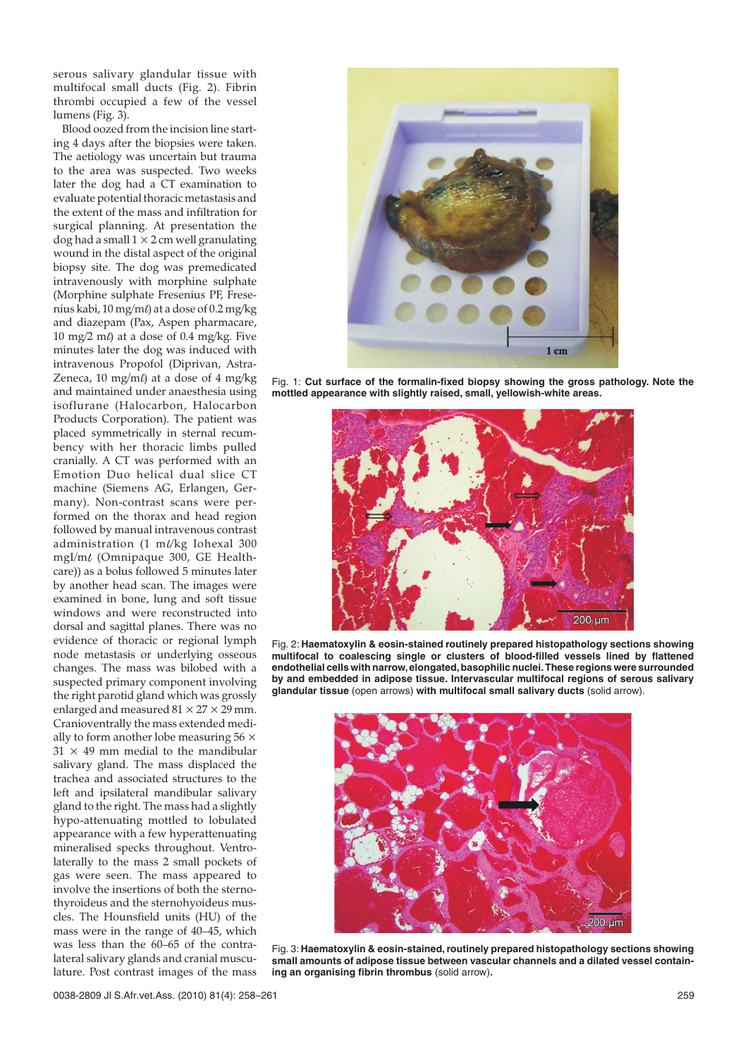serous salivary glandular tissue with multifocal small ducts (Fig. 2). Fibrin thrombi occupied a few of the vessel lumens (Fig. 3).

Blood oozed from the incision line starting 4 days after the biopsies were taken. The aetiology was uncertain but trauma to the area was suspected. Two weeks later the dog had a CT examination to evaluate potential thoracic metastasis and the extent of the mass and infiltration for surgical planning. At presentation the dog had a small 1 × 2 cm well granulating wound in the distal aspect of the original biopsy site. The dog was premedicated intravenously with morphine sulphate (Morphine sulphate Fresenius PF, Fresenius kabi, 10 mg/mℓ) at a dose of 0.2 mg/kg and diazepam (Pax, Aspen pharmacare, 10 mg/2 mℓ) at a dose of 0.4 mg/kg. Five minutes later the dog was induced with intravenous Propofol (Diprivan, AstraZeneca, 10 mg/mℓ) at a dose of 4 mg/kg and maintained under anaesthesia using isoflurane (Halocarbon, Halocarbon Products Corporation). The patient was placed symmetrically in sternal recumbency with her thoracic limbs pulled cranially. A CT was performed with an Emotion Duo helical dual slice CT machine (Siemens AG, Erlangen, Germany). Non-contrast scans were performed on the thorax and head region followed by manual intravenous contrast administration (1 mℓ/kg Iohexal 300 mgI/mℓ (Omnipaque 300, GE Healthcare)) as a bolus followed 5 minutes later by another head scan. The images were examined in bone, lung and soft tissue windows and were reconstructed into dorsal and sagittal planes. There was no evidence of thoracic or regional lymph node metastasis or underlying osseous changes. The mass was bilobed with a suspected primary component involving the right parotid gland which was grossly enlarged and measured 81 × 27 × 29 mm. Cranioventrally the mass extended medially to form another lobe measuring 56 × 31 × 49 mm medial to the mandibular salivary gland. The mass displaced the trachea and associated structures to the left and ipsilateral mandibular salivary gland to the right. The mass had a slightly hypo-attenuating mottled to lobulated appearance with a few hyperattenuating mineralised specks throughout. Ventrolaterally to the mass 2 small pockets of gas were seen. The mass appeared to involve the insertions of both the sternothyroideus and the sternohyoideus muscles. The Hounsfield units (HU) of the mass were in the range of 40–45, which was less than the 60–65 of the contralateral salivary glands and cranial musculature. Post contrast images of the mass

Fig. 1: **Cut surface of the formalin-fixed biopsy showing the gross pathology. Note the mottled appearance with slightly raised, small, yellowish-white areas.**

Fig. 2: **Haematoxylin & eosin-stained routinely prepared histopathology sections showing multifocal to coalescing single or clusters of blood-filled vessels lined by flattened endothelial cells with narrow, elongated, basophilic nuclei. These regions were surrounded by and embedded in adipose tissue. Intervascular multifocal regions of serous salivary glandular tissue** (open arrows) **with multifocal small salivary ducts** (solid arrow).

Fig. 3: **Haematoxylin & eosin-stained, routinely prepared histopathology sections showing small amounts of adipose tissue between vascular channels and a dilated vessel containing an organising fibrin thrombus** (solid arrow).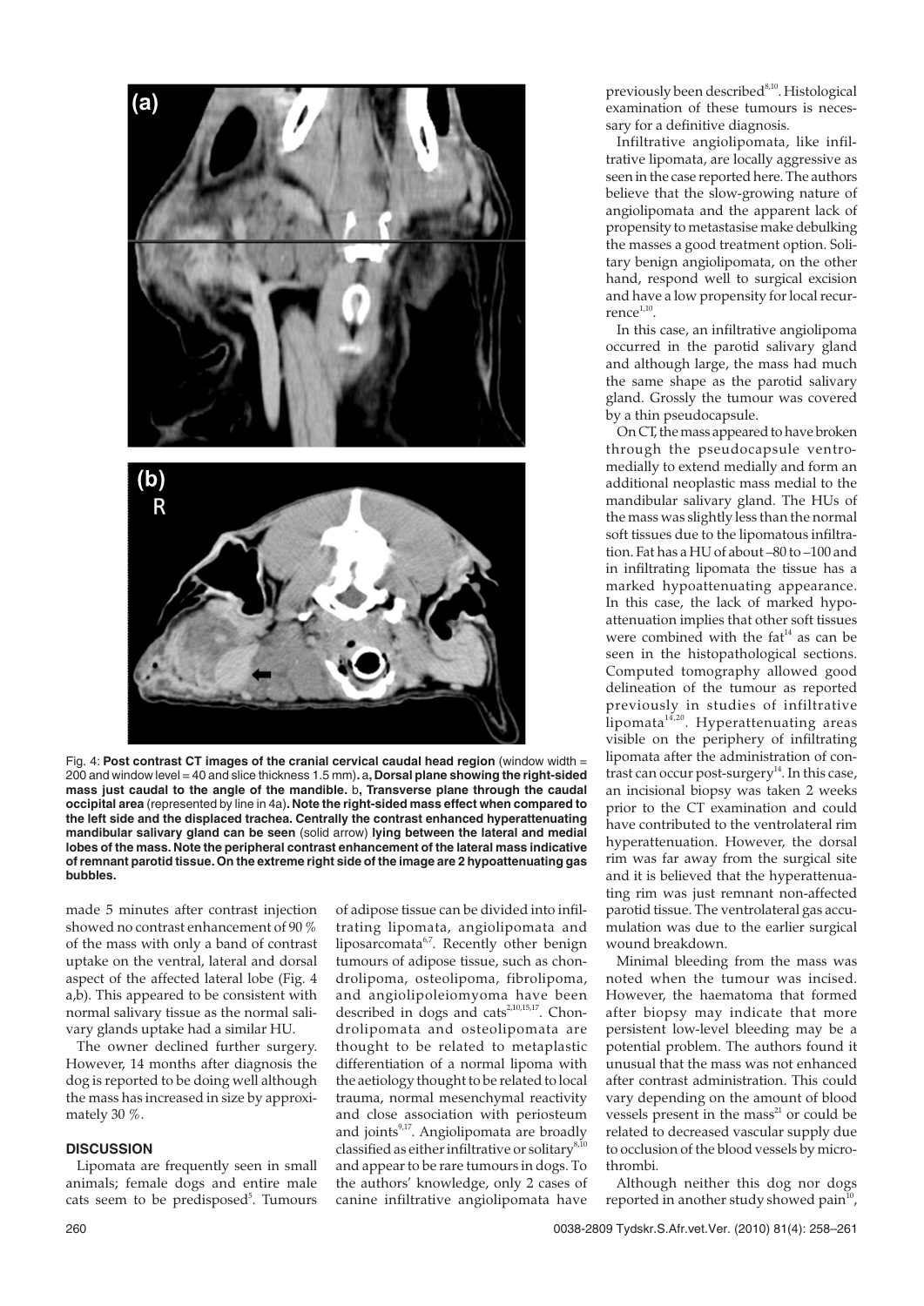Fig. 4: **Post contrast CT images of the cranial cervical caudal head region** (window width = 200 and window level = 40 and slice thickness 1.5 mm)**. a, Dorsal plane showing the right-sided mass just caudal to the angle of the mandible. b, Transverse plane through the caudal occipital area** (represented by line in 4a)**. Note the right-sided mass effect when compared to the left side and the displaced trachea. Centrally the contrast enhanced hyperattenuating mandibular salivary gland can be seen** (solid arrow) **lying between the lateral and medial lobes of the mass. Note the peripheral contrast enhancement of the lateral mass indicative of remnant parotid tissue. On the extreme right side of the image are 2 hypoattenuating gas bubbles.**

made 5 minutes after contrast injection showed no contrast enhancement of 90 % of the mass with only a band of contrast uptake on the ventral, lateral and dorsal aspect of the affected lateral lobe (Fig. 4 a,b). This appeared to be consistent with normal salivary tissue as the normal salivary glands uptake had a similar HU.

The owner declined further surgery. However, 14 months after diagnosis the dog is reported to be doing well although the mass has increased in size by approximately 30 %.

## DISCUSSION

Lipomata are frequently seen in small animals; female dogs and entire male cats seem to be predisposed[5]. Tumours of adipose tissue can be divided into infiltrating lipomata, angiolipomata and liposarcomata[6,7]. Recently other benign tumours of adipose tissue, such as chondrolipoma, osteolipoma, fibrolipoma, and angiolipoleiomyoma have been described in dogs and cats[2,10,15,17]. Chondrolipomata and osteolipomata are thought to be related to metaplastic differentiation of a normal lipoma with the aetiology thought to be related to local trauma, normal mesenchymal reactivity and close association with periosteum and joints[9,17]. Angiolipomata are broadly classified as either infiltrative or solitary[8,10] and appear to be rare tumours in dogs. To the authors' knowledge, only 2 cases of canine infiltrative angiolipomata have previously been described[8,10]. Histological examination of these tumours is necessary for a definitive diagnosis.

Infiltrative angiolipomata, like infiltrative lipomata, are locally aggressive as seen in the case reported here. The authors believe that the slow-growing nature of angiolipomata and the apparent lack of propensity to metastasise make debulking the masses a good treatment option. Solitary benign angiolipomata, on the other hand, respond well to surgical excision and have a low propensity for local recurrence[1,10].

In this case, an infiltrative angiolipoma occurred in the parotid salivary gland and although large, the mass had much the same shape as the parotid salivary gland. Grossly the tumour was covered by a thin pseudocapsule.

On CT, the mass appeared to have broken through the pseudocapsule ventromedially to extend medially and form an additional neoplastic mass medial to the mandibular salivary gland. The HUs of the mass was slightly less than the normal soft tissues due to the lipomatous infiltration. Fat has a HU of about –80 to –100 and in infiltrating lipomata the tissue has a marked hypoattenuating appearance. In this case, the lack of marked hypoattenuation implies that other soft tissues were combined with the fat[14] as can be seen in the histopathological sections. Computed tomography allowed good delineation of the tumour as reported previously in studies of infiltrative lipomata[14,20]. Hyperattenuating areas visible on the periphery of infiltrating lipomata after the administration of contrast can occur post-surgery[14]. In this case, an incisional biopsy was taken 2 weeks prior to the CT examination and could have contributed to the ventrolateral rim hyperattenuation. However, the dorsal rim was far away from the surgical site and it is believed that the hyperattenuating rim was just remnant non-affected parotid tissue. The ventrolateral gas accumulation was due to the earlier surgical wound breakdown.

Minimal bleeding from the mass was noted when the tumour was incised. However, the haematoma that formed after biopsy may indicate that more persistent low-level bleeding may be a potential problem. The authors found it unusual that the mass was not enhanced after contrast administration. This could vary depending on the amount of blood vessels present in the mass[21] or could be related to decreased vascular supply due to occlusion of the blood vessels by microthrombi.

Although neither this dog nor dogs reported in another study showed pain[10],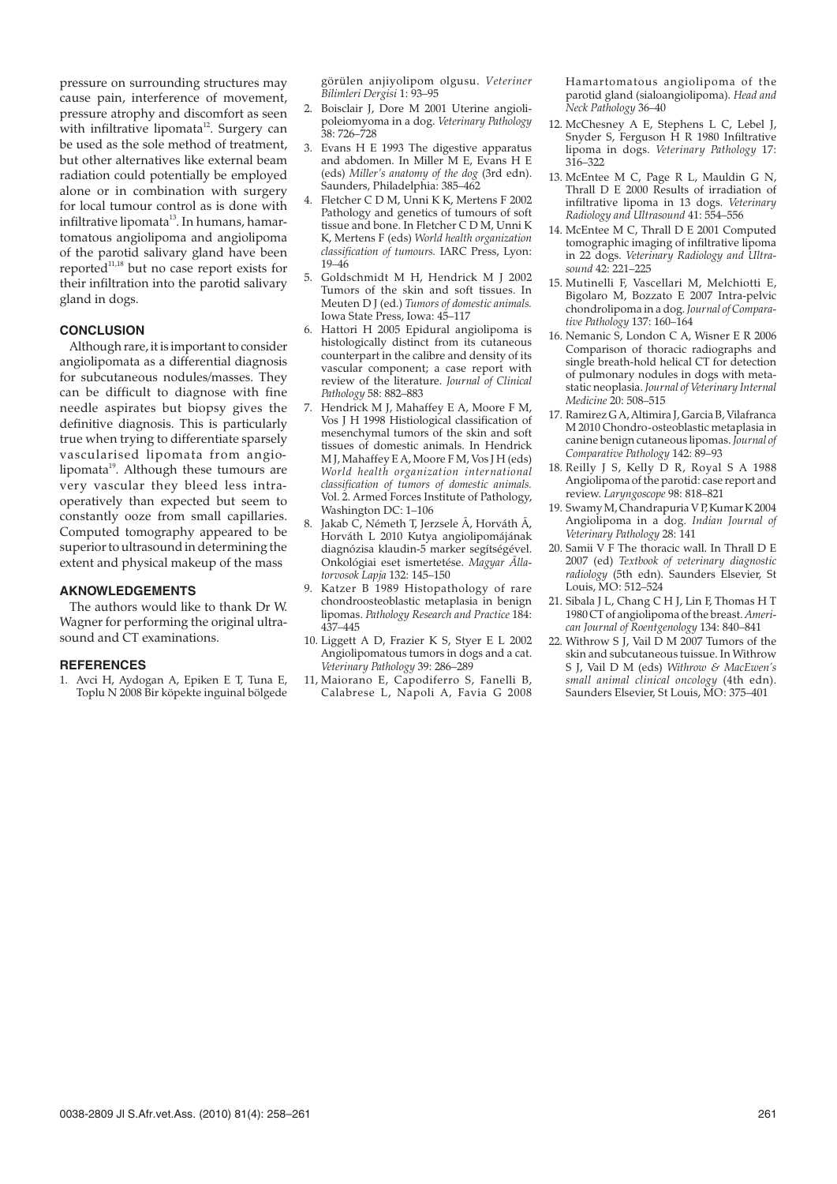pressure on surrounding structures may cause pain, interference of movement, pressure atrophy and discomfort as seen with infiltrative lipomata[12]. Surgery can be used as the sole method of treatment, but other alternatives like external beam radiation could potentially be employed alone or in combination with surgery for local tumour control as is done with infiltrative lipomata[13]. In humans, hamartomatous angiolipoma and angiolipoma of the parotid salivary gland have been reported[11,18] but no case report exists for their infiltration into the parotid salivary gland in dogs.

## CONCLUSION

Although rare, it is important to consider angiolipomata as a differential diagnosis for subcutaneous nodules/masses. They can be difficult to diagnose with fine needle aspirates but biopsy gives the definitive diagnosis. This is particularly true when trying to differentiate sparsely vascularised lipomata from angiolipomata[19]. Although these tumours are very vascular they bleed less intraoperatively than expected but seem to constantly ooze from small capillaries. Computed tomography appeared to be superior to ultrasound in determining the extent and physical makeup of the mass

## AKNOWLEDGEMENTS

The authors would like to thank Dr W. Wagner for performing the original ultrasound and CT examinations.

## REFERENCES

1. Avci H, Aydogan A, Epiken E T, Tuna E, Toplu N 2008 Bir köpekte inguinal bölgede görülen anjiyolipom olgusu. *Veteriner Bilimleri Dergisi* 1: 93–95
2. Boisclair J, Dore M 2001 Uterine angiolipoleiomyoma in a dog. *Veterinary Pathology* 38: 726–728
3. Evans H E 1993 The digestive apparatus and abdomen. In Miller M E, Evans H E (eds) *Miller's anatomy of the dog* (3rd edn). Saunders, Philadelphia: 385–462
4. Fletcher C D M, Unni K K, Mertens F 2002 Pathology and genetics of tumours of soft tissue and bone. In Fletcher C D M, Unni K K, Mertens F (eds) *World health organization classification of tumours.* IARC Press, Lyon: 19–46
5. Goldschmidt M H, Hendrick M J 2002 Tumors of the skin and soft tissues. In Meuten D J (ed.) *Tumors of domestic animals.* Iowa State Press, Iowa: 45–117
6. Hattori H 2005 Epidural angiolipoma is histologically distinct from its cutaneous counterpart in the calibre and density of its vascular component; a case report with review of the literature. *Journal of Clinical Pathology* 58: 882–883
7. Hendrick M J, Mahaffey E A, Moore F M, Vos J H 1998 Histiological classification of mesenchymal tumors of the skin and soft tissues of domestic animals. In Hendrick M J, Mahaffey E A, Moore F M, Vos J H (eds) *World health organization international classification of tumors of domestic animals.* Vol. 2. Armed Forces Institute of Pathology, Washington DC: 1–106
8. Jakab C, Németh T, Jerzsele Á, Horváth Á, Horváth L 2010 Kutya angiolipomájának diagnózisa klaudin-5 marker segítségével. Onkológiai eset ismertetése. *Magyar Állatorvosok Lapja* 132: 145–150
9. Katzer B 1989 Histopathology of rare chondroosteoblastic metaplasia in benign lipomas. *Pathology Research and Practice* 184: 437–445
10. Liggett A D, Frazier K S, Styer E L 2002 Angiolipomatous tumors in dogs and a cat. *Veterinary Pathology* 39: 286–289
11. Maiorano E, Capodiferro S, Fanelli B, Calabrese L, Napoli A, Favia G 2008 Hamartomatous angiolipoma of the parotid gland (sialoangiolipoma). *Head and Neck Pathology* 36–40
12. McChesney A E, Stephens L C, Lebel J, Snyder S, Ferguson H R 1980 Infiltrative lipoma in dogs. *Veterinary Pathology* 17: 316–322
13. McEntee M C, Page R L, Mauldin G N, Thrall D E 2000 Results of irradiation of infiltrative lipoma in 13 dogs. *Veterinary Radiology and Ultrasound* 41: 554–556
14. McEntee M C, Thrall D E 2001 Computed tomographic imaging of infiltrative lipoma in 22 dogs. *Veterinary Radiology and Ultrasound* 42: 221–225
15. Mutinelli F, Vascellari M, Melchiotti E, Bigolaro M, Bozzato E 2007 Intra-pelvic chondrolipoma in a dog. *Journal of Comparative Pathology* 137: 160–164
16. Nemanic S, London C A, Wisner E R 2006 Comparison of thoracic radiographs and single breath-hold helical CT for detection of pulmonary nodules in dogs with metastatic neoplasia. *Journal of Veterinary Internal Medicine* 20: 508–515
17. Ramirez G A, Altimira J, Garcia B, Vilafranca M 2010 Chondro-osteoblastic metaplasia in canine benign cutaneous lipomas. *Journal of Comparative Pathology* 142: 89–93
18. Reilly J S, Kelly D R, Royal S A 1988 Angiolipoma of the parotid: case report and review. *Laryngoscope* 98: 818–821
19. Swamy M, Chandrapuria V P, Kumar K 2004 Angiolipoma in a dog. *Indian Journal of Veterinary Pathology* 28: 141
20. Samii V F The thoracic wall. In Thrall D E 2007 (ed) *Textbook of veterinary diagnostic radiology* (5th edn). Saunders Elsevier, St Louis, MO: 512–524
21. Sibala J L, Chang C H J, Lin F, Thomas H T 1980 CT of angiolipoma of the breast. *American Journal of Roentgenology* 134: 840–841
22. Withrow S J, Vail D M 2007 Tumors of the skin and subcutaneous tuissue. In Withrow S J, Vail D M (eds) *Withrow & MacEwen's small animal clinical oncology* (4th edn). Saunders Elsevier, St Louis, MO: 375–401